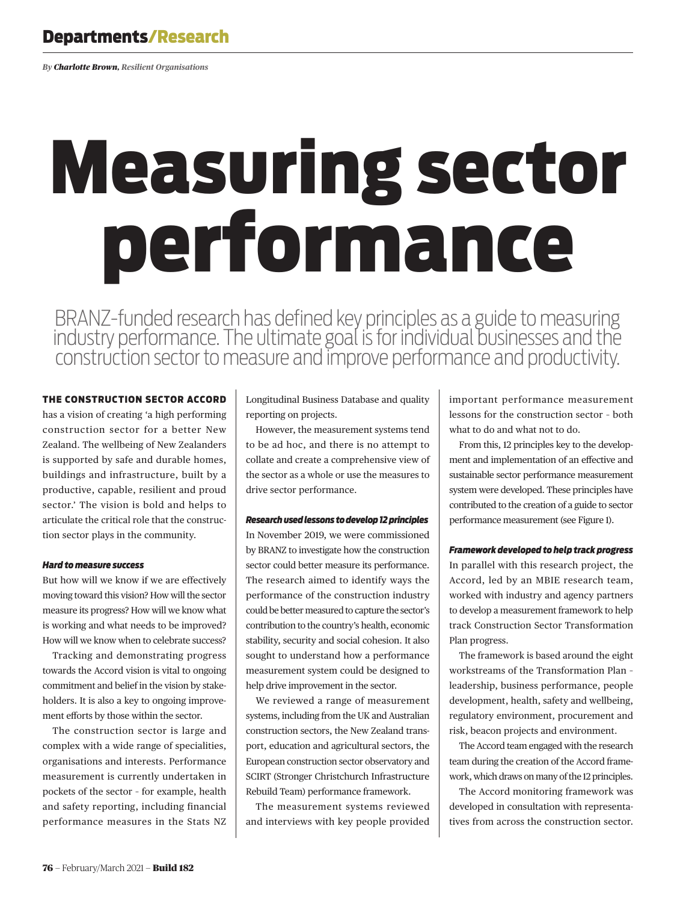*By **Charlotte Brown**, Resilient Organisations*

# Measuring sector performance

BRANZ-funded research has defined key principles as a guide to measuring industry performance. The ultimate goal is for individual businesses and the construction sector to measure and improve performance and productivity.

**THE CONSTRUCTION SECTOR ACCORD** has a vision of creating 'a high performing construction sector for a better New Zealand. The wellbeing of New Zealanders is supported by safe and durable homes, buildings and infrastructure, built by a productive, capable, resilient and proud sector.' The vision is bold and helps to articulate the critical role that the construction sector plays in the community.

### *Hard to measure success*

But how will we know if we are effectively moving toward this vision? How will the sector measure its progress? How will we know what is working and what needs to be improved? How will we know when to celebrate success?

Tracking and demonstrating progress towards the Accord vision is vital to ongoing commitment and belief in the vision by stakeholders. It is also a key to ongoing improvement efforts by those within the sector.

The construction sector is large and complex with a wide range of specialities, organisations and interests. Performance measurement is currently undertaken in pockets of the sector – for example, health and safety reporting, including financial performance measures in the Stats NZ Longitudinal Business Database and quality reporting on projects.

However, the measurement systems tend to be ad hoc, and there is no attempt to collate and create a comprehensive view of the sector as a whole or use the measures to drive sector performance.

### *Research used lessons to develop 12 principles*

In November 2019, we were commissioned by BRANZ to investigate how the construction sector could better measure its performance. The research aimed to identify ways the performance of the construction industry could be better measured to capture the sector's contribution to the country's health, economic stability, security and social cohesion. It also sought to understand how a performance measurement system could be designed to help drive improvement in the sector.

We reviewed a range of measurement systems, including from the UK and Australian construction sectors, the New Zealand transport, education and agricultural sectors, the European construction sector observatory and SCIRT (Stronger Christchurch Infrastructure Rebuild Team) performance framework.

The measurement systems reviewed and interviews with key people provided important performance measurement lessons for the construction sector – both what to do and what not to do.

From this, 12 principles key to the development and implementation of an effective and sustainable sector performance measurement system were developed. These principles have contributed to the creation of a guide to sector performance measurement (see Figure 1).

### *Framework developed to help track progress*

In parallel with this research project, the Accord, led by an MBIE research team, worked with industry and agency partners to develop a measurement framework to help track Construction Sector Transformation Plan progress.

The framework is based around the eight workstreams of the Transformation Plan – leadership, business performance, people development, health, safety and wellbeing, regulatory environment, procurement and risk, beacon projects and environment.

The Accord team engaged with the research team during the creation of the Accord framework, which draws on many of the 12 principles.

The Accord monitoring framework was developed in consultation with representatives from across the construction sector.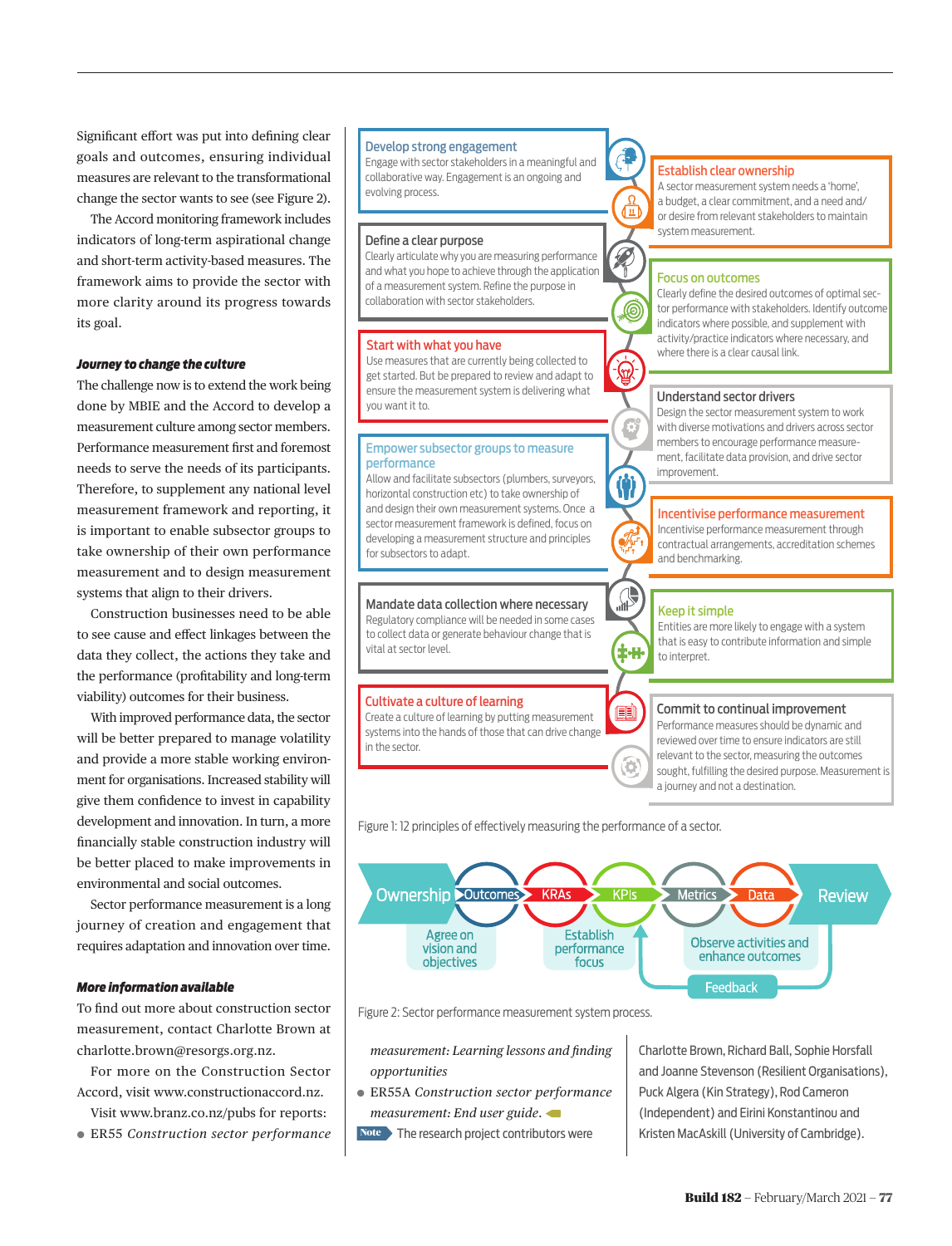Significant effort was put into defining clear goals and outcomes, ensuring individual measures are relevant to the transformational change the sector wants to see (see Figure 2).

The Accord monitoring framework includes indicators of long-term aspirational change and short-term activity-based measures. The framework aims to provide the sector with more clarity around its progress towards its goal.

### *Journey to change the culture*

The challenge now is to extend the work being done by MBIE and the Accord to develop a measurement culture among sector members. Performance measurement first and foremost needs to serve the needs of its participants. Therefore, to supplement any national level measurement framework and reporting, it is important to enable subsector groups to take ownership of their own performance measurement and to design measurement systems that align to their drivers.

Construction businesses need to be able to see cause and effect linkages between the data they collect, the actions they take and the performance (profitability and long-term viability) outcomes for their business.

With improved performance data, the sector will be better prepared to manage volatility and provide a more stable working environment for organisations. Increased stability will give them confidence to invest in capability development and innovation. In turn, a more financially stable construction industry will be better placed to make improvements in environmental and social outcomes.

Sector performance measurement is a long journey of creation and engagement that requires adaptation and innovation over time.

### *More information available*

To find out more about construction sector measurement, contact Charlotte Brown at charlotte.brown@resorgs.org.nz.

For more on the Construction Sector Accord, visit www.constructionaccord.nz.

Visit www.branz.co.nz/pubs for reports:

- ER55 *Construction sector performance measurement: Learning lessons and finding opportunities*
- ER55A *Construction sector performance measurement: End user guide.*

**Note** The research project contributors were Charlotte Brown, Richard Ball, Sophie Horsfall and Joanne Stevenson (Resilient Organisations), Puck Algera (Kin Strategy), Rod Cameron (Independent) and Eirini Konstantinou and Kristen MacAskill (University of Cambridge).

**Develop strong engagement**
Engage with sector stakeholders in a meaningful and collaborative way. Engagement is an ongoing and evolving process.

**Establish clear ownership**
A sector measurement system needs a 'home', a budget, a clear commitment, and a need and/or desire from relevant stakeholders to maintain system measurement.

**Define a clear purpose**
Clearly articulate why you are measuring performance and what you hope to achieve through the application of a measurement system. Refine the purpose in collaboration with sector stakeholders.

**Focus on outcomes**
Clearly define the desired outcomes of optimal sector performance with stakeholders. Identify outcome indicators where possible, and supplement with activity/practice indicators where necessary, and where there is a clear causal link.

**Start with what you have**
Use measures that are currently being collected to get started. But be prepared to review and adapt to ensure the measurement system is delivering what you want it to.

**Understand sector drivers**
Design the sector measurement system to work with diverse motivations and drivers across sector members to encourage performance measurement, facilitate data provision, and drive sector improvement.

**Empower subsector groups to measure performance**
Allow and facilitate subsectors (plumbers, surveyors, horizontal construction etc) to take ownership of and design their own measurement systems. Once a sector measurement framework is defined, focus on developing a measurement structure and principles for subsectors to adapt.

**Incentivise performance measurement**
Incentivise performance measurement through contractual arrangements, accreditation schemes and benchmarking.

**Mandate data collection where necessary**
Regulatory compliance will be needed in some cases to collect data or generate behaviour change that is vital at sector level.

**Keep it simple**
Entities are more likely to engage with a system that is easy to contribute information and simple to interpret.

**Cultivate a culture of learning**
Create a culture of learning by putting measurement systems into the hands of those that can drive change in the sector.

**Commit to continual improvement**
Performance measures should be dynamic and reviewed over time to ensure indicators are still relevant to the sector, measuring the outcomes sought, fulfilling the desired purpose. Measurement is a journey and not a destination.

Figure 1: 12 principles of effectively measuring the performance of a sector.

Ownership
Outcomes
KRAs
KPIs
Metrics
Data
Review
Agree on vision and objectives
Establish performance focus
Observe activities and enhance outcomes
Feedback

Figure 2: Sector performance measurement system process.